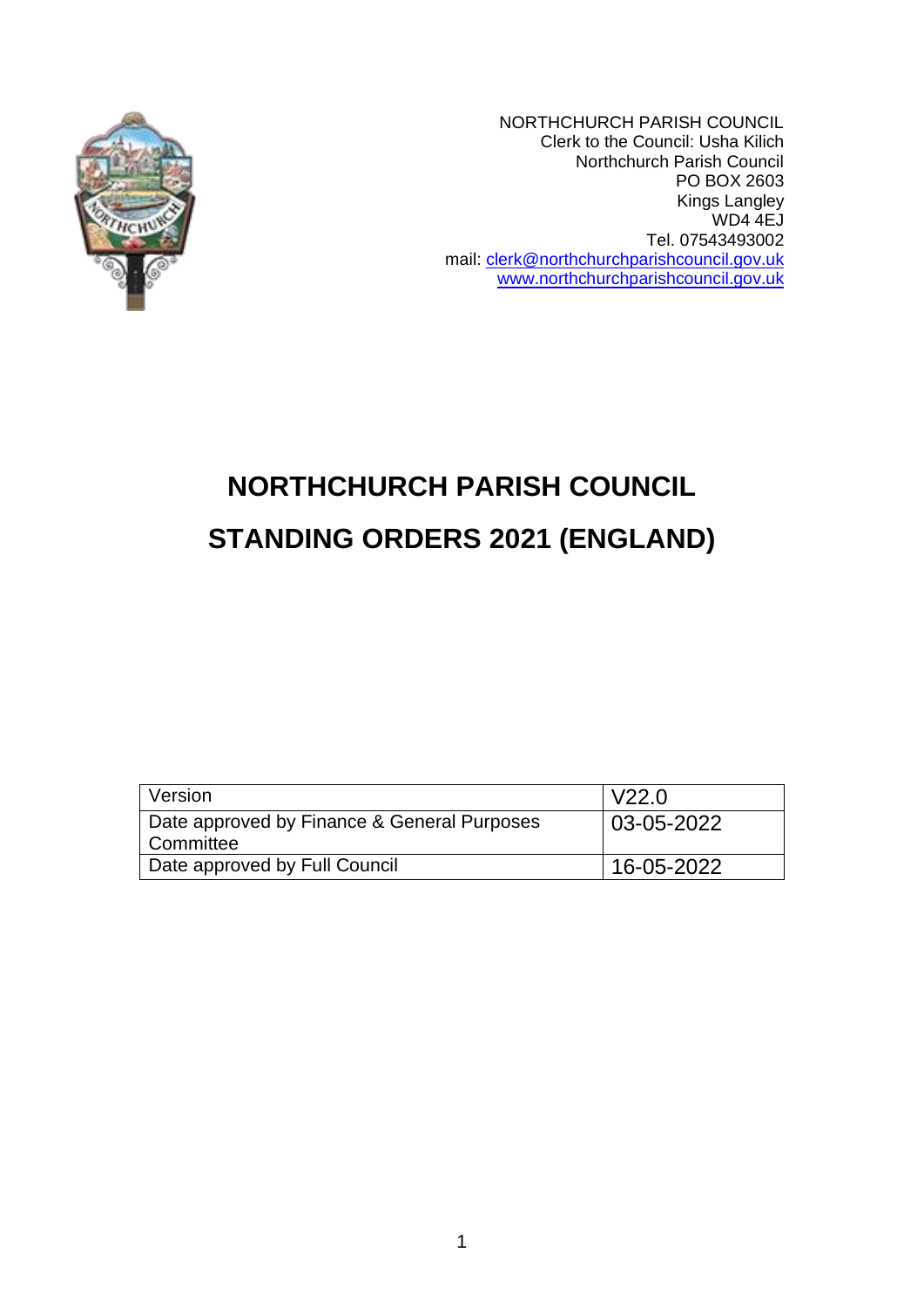NORTHCHURCH PARISH COUNCIL
Clerk to the Council: Usha Kilich
Northchurch Parish Council
PO BOX 2603
Kings Langley
WD4 4EJ
Tel. 07543493002
mail: clerk@northchurchparishcouncil.gov.uk
www.northchurchparishcouncil.gov.uk

# NORTHCHURCH PARISH COUNCIL

# STANDING ORDERS 2021 (ENGLAND)

| Version | V22.0 |
|---|---|
| Date approved by Finance & General Purposes Committee | 03-05-2022 |
| Date approved by Full Council | 16-05-2022 |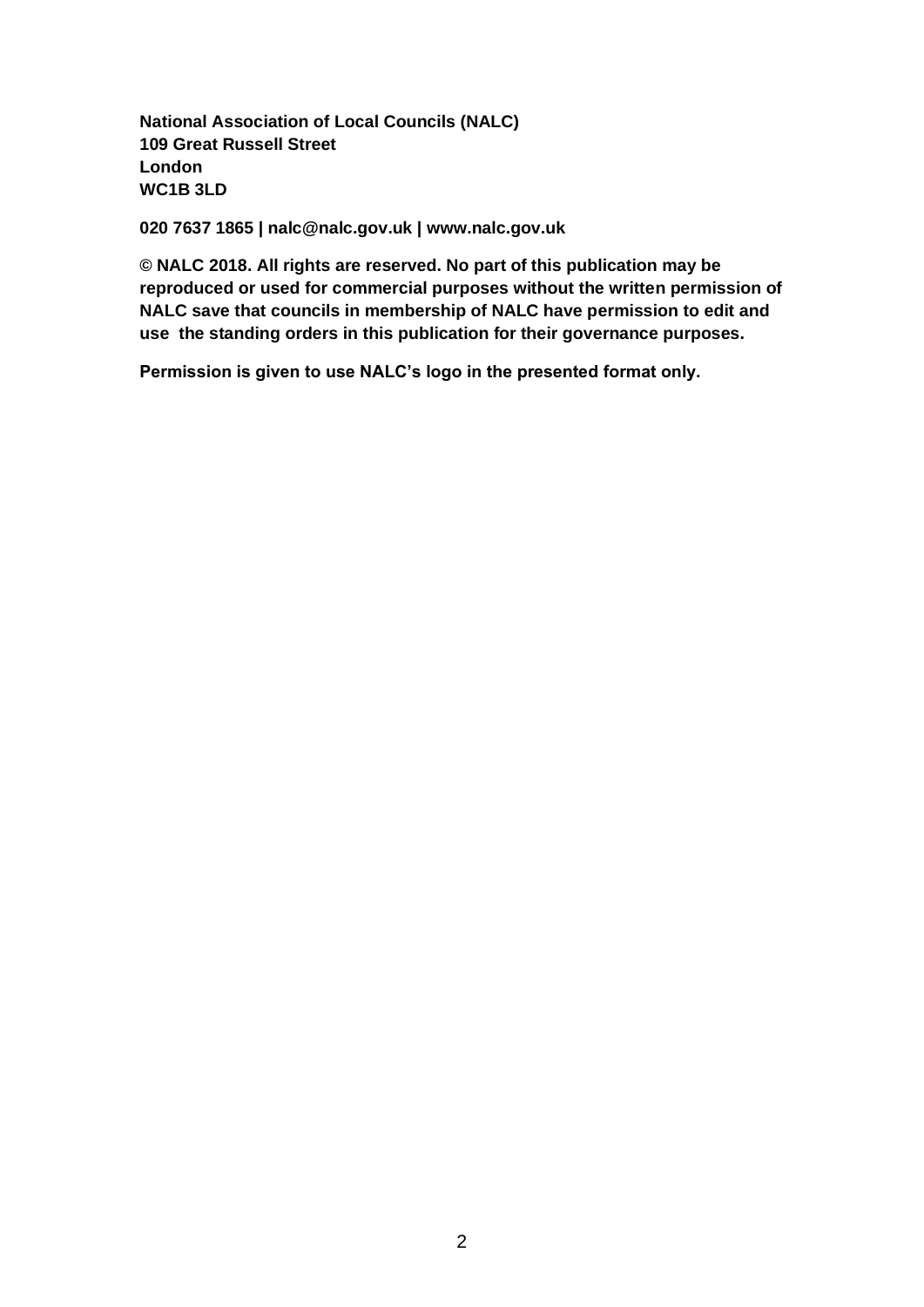**National Association of Local Councils (NALC)**
**109 Great Russell Street**
**London**
**WC1B 3LD**

**020 7637 1865 | nalc@nalc.gov.uk | www.nalc.gov.uk**

**© NALC 2018. All rights are reserved. No part of this publication may be reproduced or used for commercial purposes without the written permission of NALC save that councils in membership of NALC have permission to edit and use the standing orders in this publication for their governance purposes.**

**Permission is given to use NALC's logo in the presented format only.**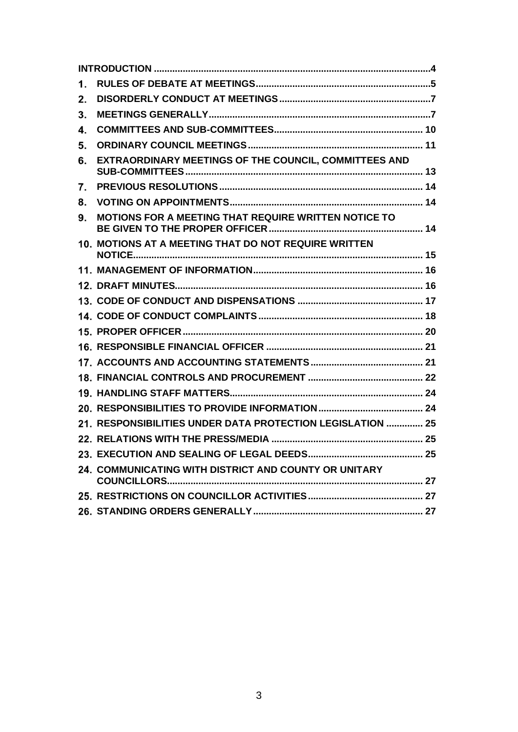| | | |
|---|---|---|
| **INTRODUCTION** | | **4** |
| **1.** | **RULES OF DEBATE AT MEETINGS** | **5** |
| **2.** | **DISORDERLY CONDUCT AT MEETINGS** | **7** |
| **3.** | **MEETINGS GENERALLY** | **7** |
| **4.** | **COMMITTEES AND SUB-COMMITTEES** | **10** |
| **5.** | **ORDINARY COUNCIL MEETINGS** | **11** |
| **6.** | **EXTRAORDINARY MEETINGS OF THE COUNCIL, COMMITTEES AND SUB-COMMITTEES** | **13** |
| **7.** | **PREVIOUS RESOLUTIONS** | **14** |
| **8.** | **VOTING ON APPOINTMENTS** | **14** |
| **9.** | **MOTIONS FOR A MEETING THAT REQUIRE WRITTEN NOTICE TO BE GIVEN TO THE PROPER OFFICER** | **14** |
| **10.** | **MOTIONS AT A MEETING THAT DO NOT REQUIRE WRITTEN NOTICE** | **15** |
| **11.** | **MANAGEMENT OF INFORMATION** | **16** |
| **12.** | **DRAFT MINUTES** | **16** |
| **13.** | **CODE OF CONDUCT AND DISPENSATIONS** | **17** |
| **14.** | **CODE OF CONDUCT COMPLAINTS** | **18** |
| **15.** | **PROPER OFFICER** | **20** |
| **16.** | **RESPONSIBLE FINANCIAL OFFICER** | **21** |
| **17.** | **ACCOUNTS AND ACCOUNTING STATEMENTS** | **21** |
| **18.** | **FINANCIAL CONTROLS AND PROCUREMENT** | **22** |
| **19.** | **HANDLING STAFF MATTERS** | **24** |
| **20.** | **RESPONSIBILITIES TO PROVIDE INFORMATION** | **24** |
| **21.** | **RESPONSIBILITIES UNDER DATA PROTECTION LEGISLATION** | **25** |
| **22.** | **RELATIONS WITH THE PRESS/MEDIA** | **25** |
| **23.** | **EXECUTION AND SEALING OF LEGAL DEEDS** | **25** |
| **24.** | **COMMUNICATING WITH DISTRICT AND COUNTY OR UNITARY COUNCILLORS** | **27** |
| **25.** | **RESTRICTIONS ON COUNCILLOR ACTIVITIES** | **27** |
| **26.** | **STANDING ORDERS GENERALLY** | **27** |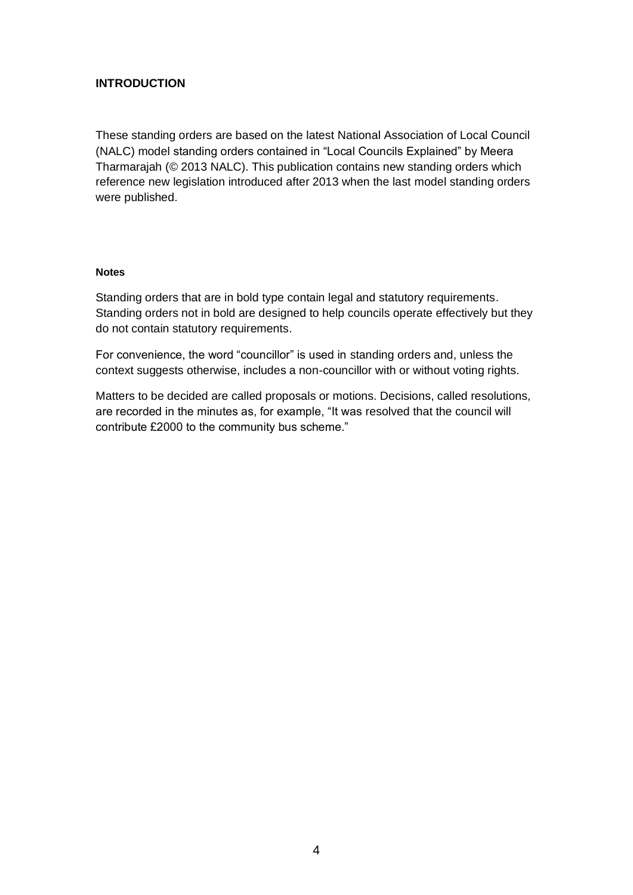## INTRODUCTION

These standing orders are based on the latest National Association of Local Council (NALC) model standing orders contained in "Local Councils Explained" by Meera Tharmarajah (© 2013 NALC). This publication contains new standing orders which reference new legislation introduced after 2013 when the last model standing orders were published.

### Notes

Standing orders that are in bold type contain legal and statutory requirements. Standing orders not in bold are designed to help councils operate effectively but they do not contain statutory requirements.

For convenience, the word "councillor" is used in standing orders and, unless the context suggests otherwise, includes a non-councillor with or without voting rights.

Matters to be decided are called proposals or motions. Decisions, called resolutions, are recorded in the minutes as, for example, "It was resolved that the council will contribute £2000 to the community bus scheme."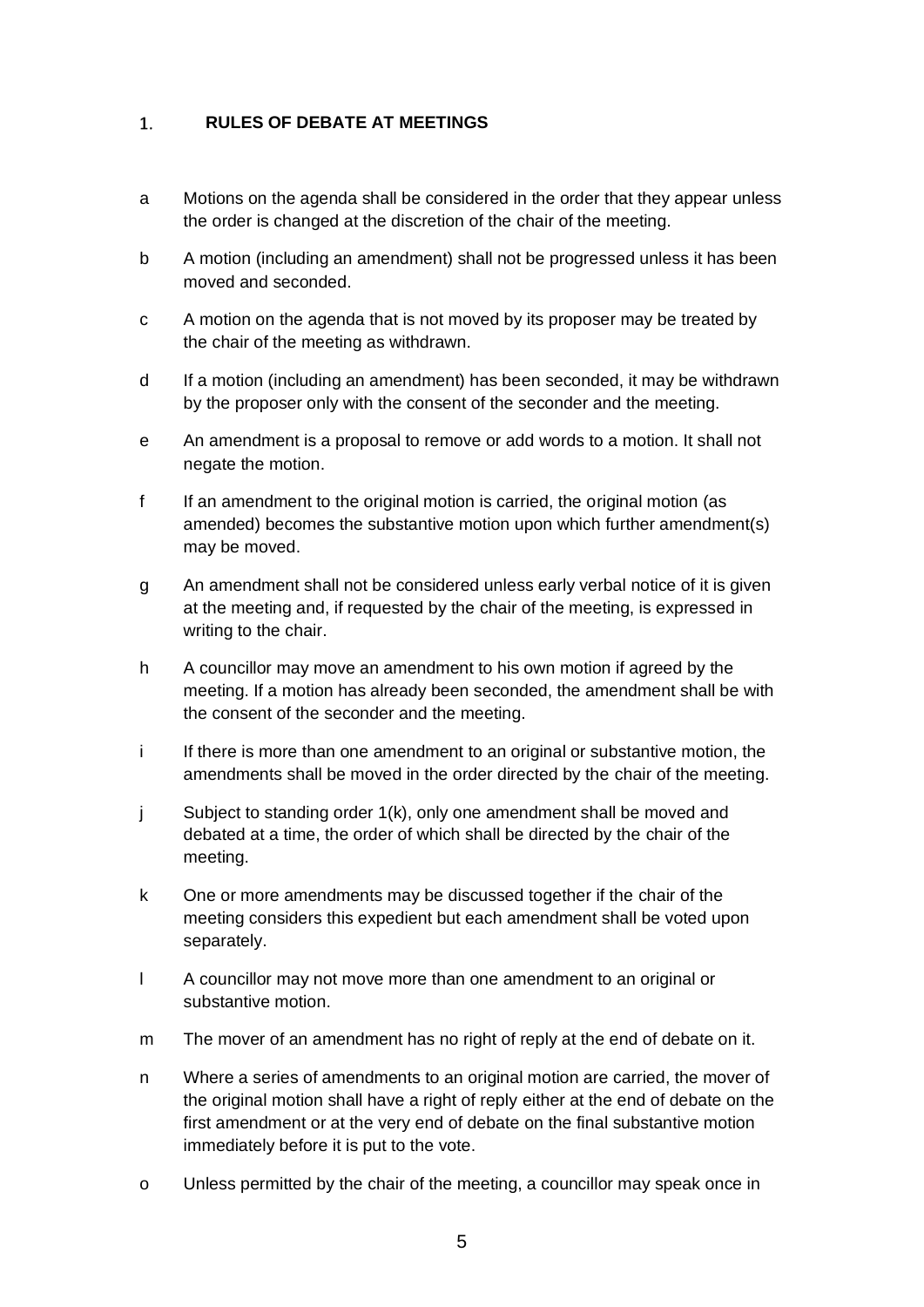# 1. RULES OF DEBATE AT MEETINGS

a Motions on the agenda shall be considered in the order that they appear unless the order is changed at the discretion of the chair of the meeting.

b A motion (including an amendment) shall not be progressed unless it has been moved and seconded.

c A motion on the agenda that is not moved by its proposer may be treated by the chair of the meeting as withdrawn.

d If a motion (including an amendment) has been seconded, it may be withdrawn by the proposer only with the consent of the seconder and the meeting.

e An amendment is a proposal to remove or add words to a motion. It shall not negate the motion.

f If an amendment to the original motion is carried, the original motion (as amended) becomes the substantive motion upon which further amendment(s) may be moved.

g An amendment shall not be considered unless early verbal notice of it is given at the meeting and, if requested by the chair of the meeting, is expressed in writing to the chair.

h A councillor may move an amendment to his own motion if agreed by the meeting. If a motion has already been seconded, the amendment shall be with the consent of the seconder and the meeting.

i If there is more than one amendment to an original or substantive motion, the amendments shall be moved in the order directed by the chair of the meeting.

j Subject to standing order 1(k), only one amendment shall be moved and debated at a time, the order of which shall be directed by the chair of the meeting.

k One or more amendments may be discussed together if the chair of the meeting considers this expedient but each amendment shall be voted upon separately.

l A councillor may not move more than one amendment to an original or substantive motion.

m The mover of an amendment has no right of reply at the end of debate on it.

n Where a series of amendments to an original motion are carried, the mover of the original motion shall have a right of reply either at the end of debate on the first amendment or at the very end of debate on the final substantive motion immediately before it is put to the vote.

o Unless permitted by the chair of the meeting, a councillor may speak once in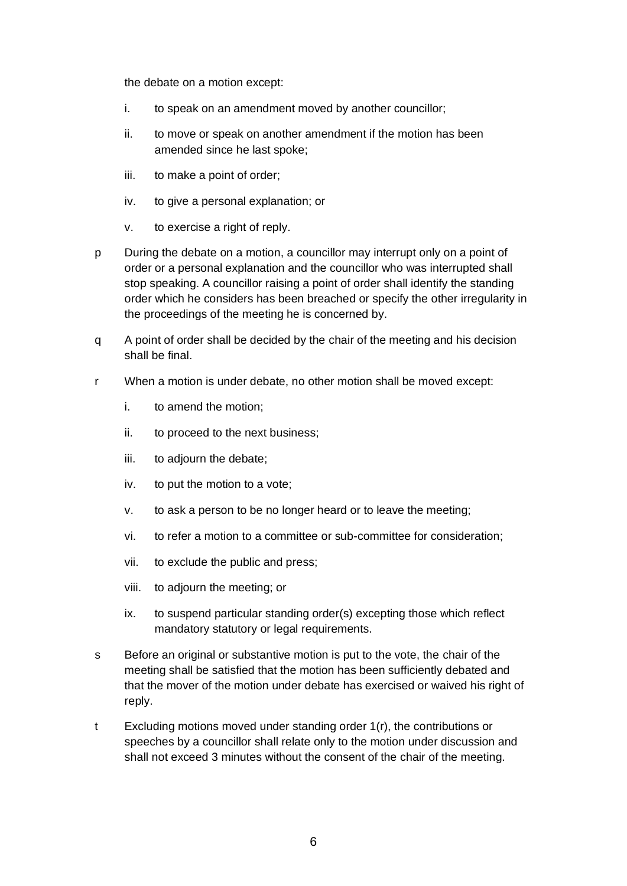the debate on a motion except:

i. to speak on an amendment moved by another councillor;

ii. to move or speak on another amendment if the motion has been amended since he last spoke;

iii. to make a point of order;

iv. to give a personal explanation; or

v. to exercise a right of reply.

p During the debate on a motion, a councillor may interrupt only on a point of order or a personal explanation and the councillor who was interrupted shall stop speaking. A councillor raising a point of order shall identify the standing order which he considers has been breached or specify the other irregularity in the proceedings of the meeting he is concerned by.

q A point of order shall be decided by the chair of the meeting and his decision shall be final.

r When a motion is under debate, no other motion shall be moved except:

i. to amend the motion;

ii. to proceed to the next business;

iii. to adjourn the debate;

iv. to put the motion to a vote;

v. to ask a person to be no longer heard or to leave the meeting;

vi. to refer a motion to a committee or sub-committee for consideration;

vii. to exclude the public and press;

viii. to adjourn the meeting; or

ix. to suspend particular standing order(s) excepting those which reflect mandatory statutory or legal requirements.

s Before an original or substantive motion is put to the vote, the chair of the meeting shall be satisfied that the motion has been sufficiently debated and that the mover of the motion under debate has exercised or waived his right of reply.

t Excluding motions moved under standing order 1(r), the contributions or speeches by a councillor shall relate only to the motion under discussion and shall not exceed 3 minutes without the consent of the chair of the meeting.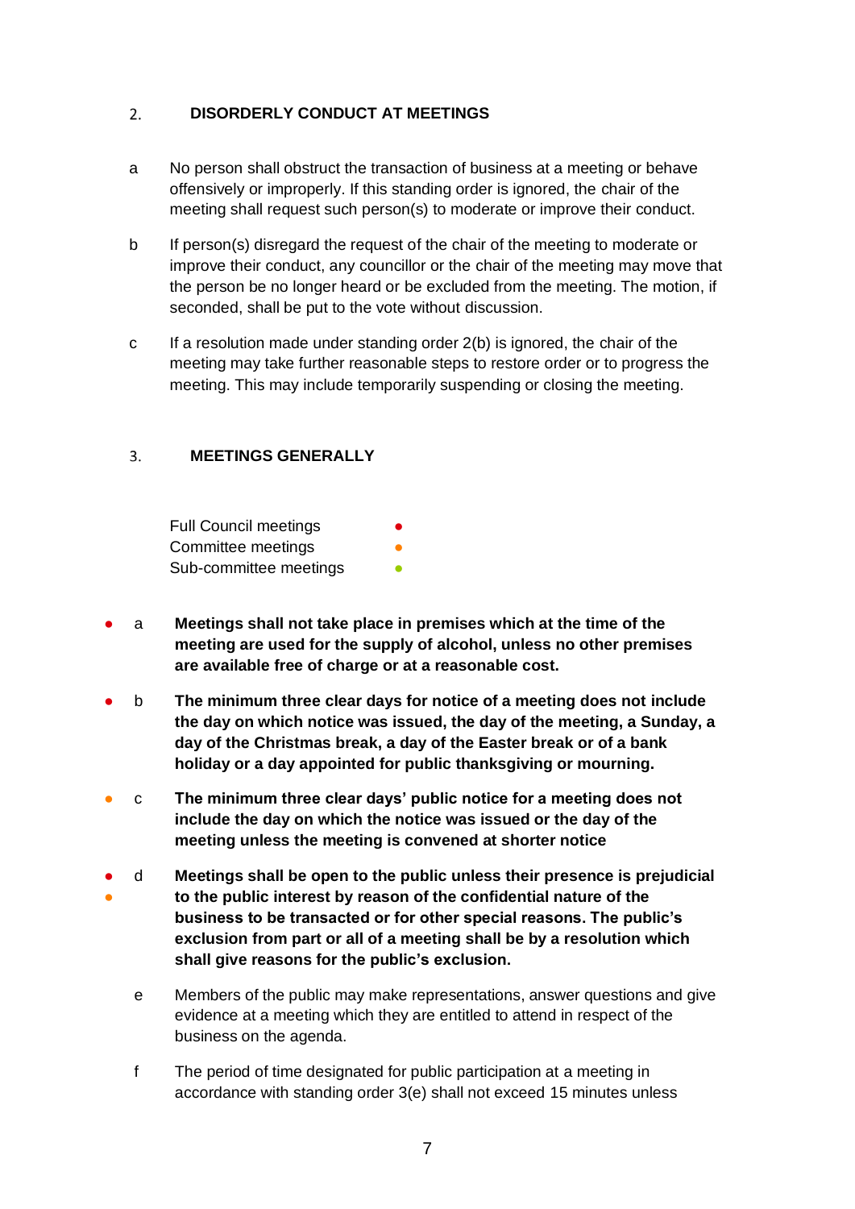## 2. DISORDERLY CONDUCT AT MEETINGS

a No person shall obstruct the transaction of business at a meeting or behave offensively or improperly. If this standing order is ignored, the chair of the meeting shall request such person(s) to moderate or improve their conduct.

b If person(s) disregard the request of the chair of the meeting to moderate or improve their conduct, any councillor or the chair of the meeting may move that the person be no longer heard or be excluded from the meeting. The motion, if seconded, shall be put to the vote without discussion.

c If a resolution made under standing order 2(b) is ignored, the chair of the meeting may take further reasonable steps to restore order or to progress the meeting. This may include temporarily suspending or closing the meeting.

## 3. MEETINGS GENERALLY

Full Council meetings ● (red)
Committee meetings ● (orange)
Sub-committee meetings ● (green)

● (red) a **Meetings shall not take place in premises which at the time of the meeting are used for the supply of alcohol, unless no other premises are available free of charge or at a reasonable cost.**

● (red) b **The minimum three clear days for notice of a meeting does not include the day on which notice was issued, the day of the meeting, a Sunday, a day of the Christmas break, a day of the Easter break or of a bank holiday or a day appointed for public thanksgiving or mourning.**

● (orange) c **The minimum three clear days' public notice for a meeting does not include the day on which the notice was issued or the day of the meeting unless the meeting is convened at shorter notice**

● (red) ● (orange) d **Meetings shall be open to the public unless their presence is prejudicial to the public interest by reason of the confidential nature of the business to be transacted or for other special reasons. The public's exclusion from part or all of a meeting shall be by a resolution which shall give reasons for the public's exclusion.**

e Members of the public may make representations, answer questions and give evidence at a meeting which they are entitled to attend in respect of the business on the agenda.

f The period of time designated for public participation at a meeting in accordance with standing order 3(e) shall not exceed 15 minutes unless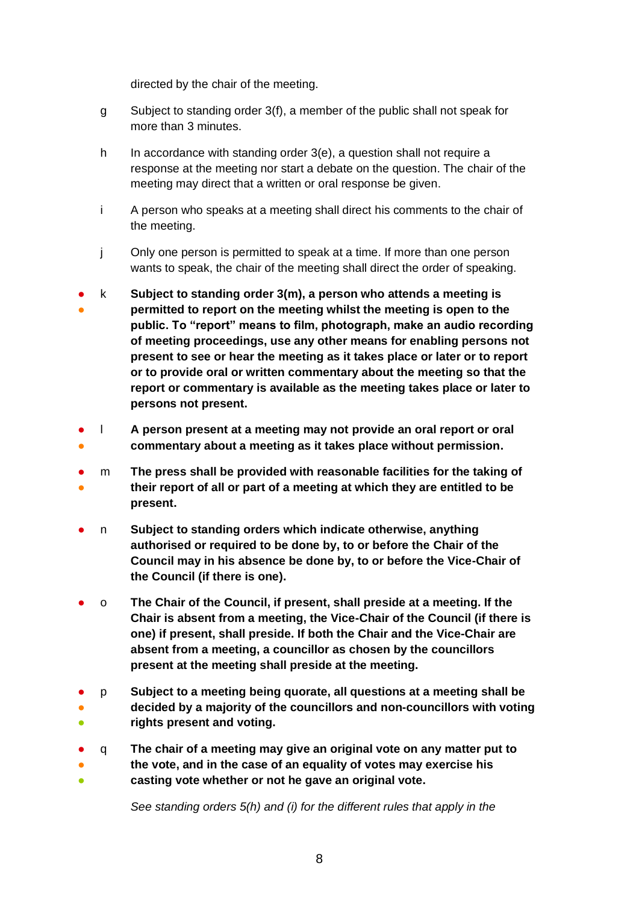directed by the chair of the meeting.

g Subject to standing order 3(f), a member of the public shall not speak for more than 3 minutes.

h In accordance with standing order 3(e), a question shall not require a response at the meeting nor start a debate on the question. The chair of the meeting may direct that a written or oral response be given.

i A person who speaks at a meeting shall direct his comments to the chair of the meeting.

j Only one person is permitted to speak at a time. If more than one person wants to speak, the chair of the meeting shall direct the order of speaking.

● ● k **Subject to standing order 3(m), a person who attends a meeting is permitted to report on the meeting whilst the meeting is open to the public. To "report" means to film, photograph, make an audio recording of meeting proceedings, use any other means for enabling persons not present to see or hear the meeting as it takes place or later or to report or to provide oral or written commentary about the meeting so that the report or commentary is available as the meeting takes place or later to persons not present.**

● ● l **A person present at a meeting may not provide an oral report or oral commentary about a meeting as it takes place without permission.**

● ● m **The press shall be provided with reasonable facilities for the taking of their report of all or part of a meeting at which they are entitled to be present.**

● n **Subject to standing orders which indicate otherwise, anything authorised or required to be done by, to or before the Chair of the Council may in his absence be done by, to or before the Vice-Chair of the Council (if there is one).**

● o **The Chair of the Council, if present, shall preside at a meeting. If the Chair is absent from a meeting, the Vice-Chair of the Council (if there is one) if present, shall preside. If both the Chair and the Vice-Chair are absent from a meeting, a councillor as chosen by the councillors present at the meeting shall preside at the meeting.**

● ● ● p **Subject to a meeting being quorate, all questions at a meeting shall be decided by a majority of the councillors and non-councillors with voting rights present and voting.**

● ● ● q **The chair of a meeting may give an original vote on any matter put to the vote, and in the case of an equality of votes may exercise his casting vote whether or not he gave an original vote.**

*See standing orders 5(h) and (i) for the different rules that apply in the*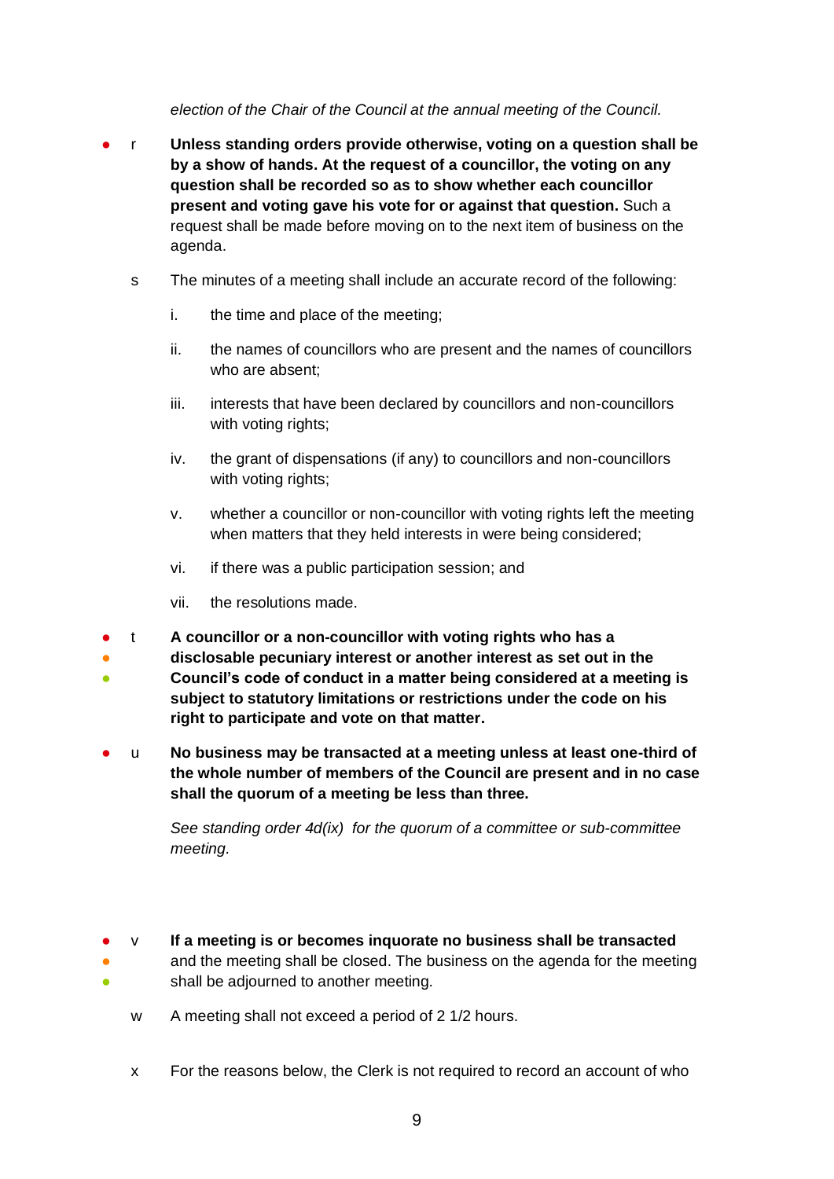*election of the Chair of the Council at the annual meeting of the Council.*

● r **Unless standing orders provide otherwise, voting on a question shall be by a show of hands. At the request of a councillor, the voting on any question shall be recorded so as to show whether each councillor present and voting gave his vote for or against that question.** Such a request shall be made before moving on to the next item of business on the agenda.

s The minutes of a meeting shall include an accurate record of the following:

i. the time and place of the meeting;

ii. the names of councillors who are present and the names of councillors who are absent;

iii. interests that have been declared by councillors and non-councillors with voting rights;

iv. the grant of dispensations (if any) to councillors and non-councillors with voting rights;

v. whether a councillor or non-councillor with voting rights left the meeting when matters that they held interests in were being considered;

vi. if there was a public participation session; and

vii. the resolutions made.

● ● ● t **A councillor or a non-councillor with voting rights who has a disclosable pecuniary interest or another interest as set out in the Council's code of conduct in a matter being considered at a meeting is subject to statutory limitations or restrictions under the code on his right to participate and vote on that matter.**

● u **No business may be transacted at a meeting unless at least one-third of the whole number of members of the Council are present and in no case shall the quorum of a meeting be less than three.**

*See standing order 4d(ix) for the quorum of a committee or sub-committee meeting.*

● ● ● v **If a meeting is or becomes inquorate no business shall be transacted** and the meeting shall be closed. The business on the agenda for the meeting shall be adjourned to another meeting.

w A meeting shall not exceed a period of 2 1/2 hours.

x For the reasons below, the Clerk is not required to record an account of who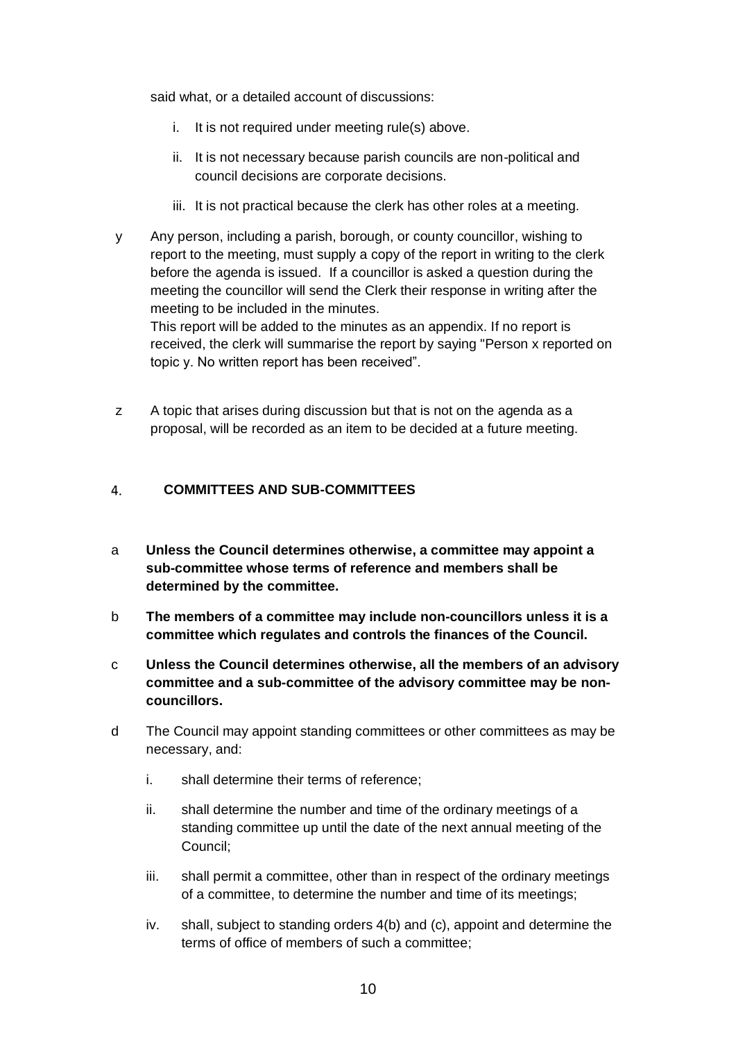said what, or a detailed account of discussions:

i. It is not required under meeting rule(s) above.

ii. It is not necessary because parish councils are non-political and council decisions are corporate decisions.

iii. It is not practical because the clerk has other roles at a meeting.

y Any person, including a parish, borough, or county councillor, wishing to report to the meeting, must supply a copy of the report in writing to the clerk before the agenda is issued. If a councillor is asked a question during the meeting the councillor will send the Clerk their response in writing after the meeting to be included in the minutes.
This report will be added to the minutes as an appendix. If no report is received, the clerk will summarise the report by saying "Person x reported on topic y. No written report has been received".

z A topic that arises during discussion but that is not on the agenda as a proposal, will be recorded as an item to be decided at a future meeting.

## 4. COMMITTEES AND SUB-COMMITTEES

a **Unless the Council determines otherwise, a committee may appoint a sub-committee whose terms of reference and members shall be determined by the committee.**

b **The members of a committee may include non-councillors unless it is a committee which regulates and controls the finances of the Council.**

c **Unless the Council determines otherwise, all the members of an advisory committee and a sub-committee of the advisory committee may be non-councillors.**

d The Council may appoint standing committees or other committees as may be necessary, and:

i. shall determine their terms of reference;

ii. shall determine the number and time of the ordinary meetings of a standing committee up until the date of the next annual meeting of the Council;

iii. shall permit a committee, other than in respect of the ordinary meetings of a committee, to determine the number and time of its meetings;

iv. shall, subject to standing orders 4(b) and (c), appoint and determine the terms of office of members of such a committee;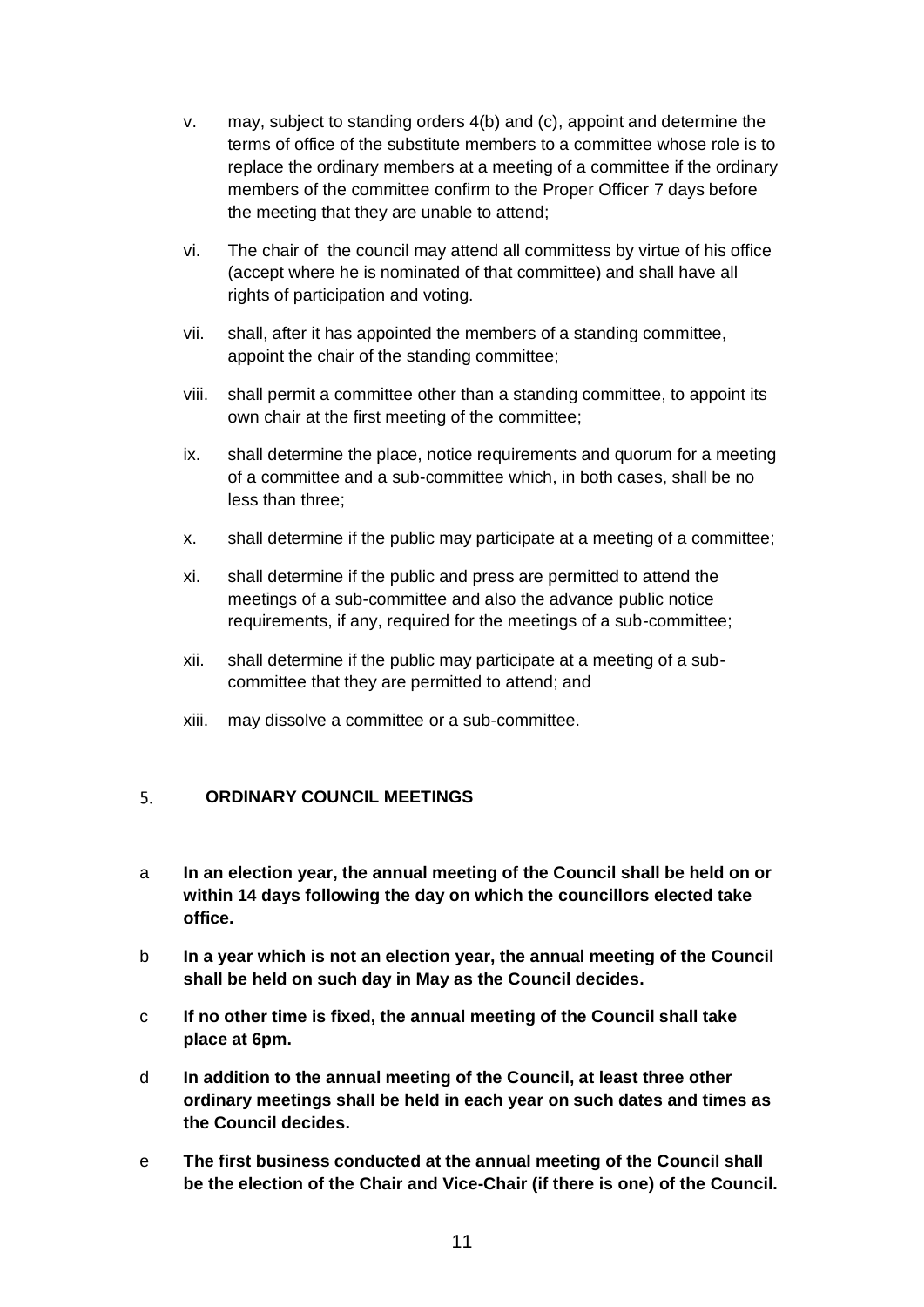v. may, subject to standing orders 4(b) and (c), appoint and determine the terms of office of the substitute members to a committee whose role is to replace the ordinary members at a meeting of a committee if the ordinary members of the committee confirm to the Proper Officer 7 days before the meeting that they are unable to attend;

vi. The chair of the council may attend all committess by virtue of his office (accept where he is nominated of that committee) and shall have all rights of participation and voting.

vii. shall, after it has appointed the members of a standing committee, appoint the chair of the standing committee;

viii. shall permit a committee other than a standing committee, to appoint its own chair at the first meeting of the committee;

ix. shall determine the place, notice requirements and quorum for a meeting of a committee and a sub-committee which, in both cases, shall be no less than three;

x. shall determine if the public may participate at a meeting of a committee;

xi. shall determine if the public and press are permitted to attend the meetings of a sub-committee and also the advance public notice requirements, if any, required for the meetings of a sub-committee;

xii. shall determine if the public may participate at a meeting of a sub-committee that they are permitted to attend; and

xiii. may dissolve a committee or a sub-committee.

## 5. ORDINARY COUNCIL MEETINGS

a **In an election year, the annual meeting of the Council shall be held on or within 14 days following the day on which the councillors elected take office.**

b **In a year which is not an election year, the annual meeting of the Council shall be held on such day in May as the Council decides.**

c **If no other time is fixed, the annual meeting of the Council shall take place at 6pm.**

d **In addition to the annual meeting of the Council, at least three other ordinary meetings shall be held in each year on such dates and times as the Council decides.**

e **The first business conducted at the annual meeting of the Council shall be the election of the Chair and Vice-Chair (if there is one) of the Council.**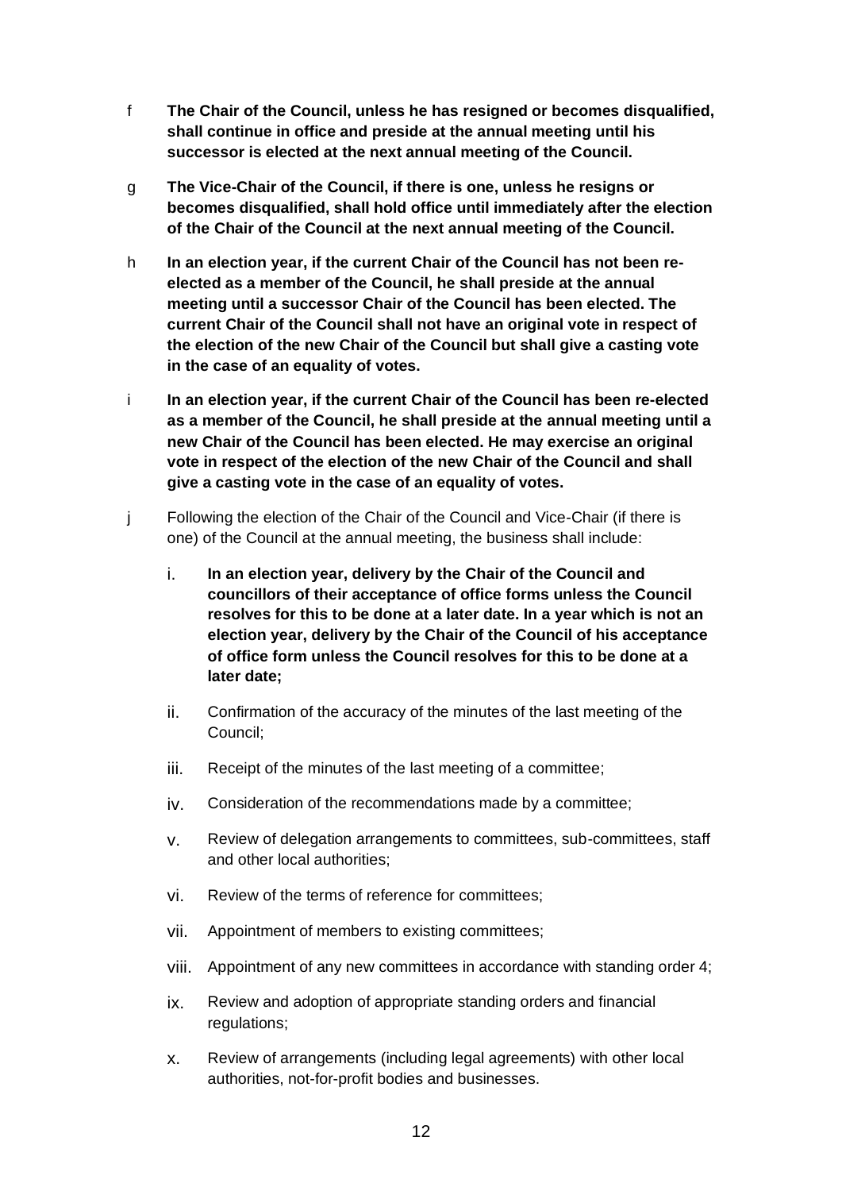f **The Chair of the Council, unless he has resigned or becomes disqualified, shall continue in office and preside at the annual meeting until his successor is elected at the next annual meeting of the Council.**

g **The Vice-Chair of the Council, if there is one, unless he resigns or becomes disqualified, shall hold office until immediately after the election of the Chair of the Council at the next annual meeting of the Council.**

h **In an election year, if the current Chair of the Council has not been re-elected as a member of the Council, he shall preside at the annual meeting until a successor Chair of the Council has been elected. The current Chair of the Council shall not have an original vote in respect of the election of the new Chair of the Council but shall give a casting vote in the case of an equality of votes.**

i **In an election year, if the current Chair of the Council has been re-elected as a member of the Council, he shall preside at the annual meeting until a new Chair of the Council has been elected. He may exercise an original vote in respect of the election of the new Chair of the Council and shall give a casting vote in the case of an equality of votes.**

j Following the election of the Chair of the Council and Vice-Chair (if there is one) of the Council at the annual meeting, the business shall include:

   i. **In an election year, delivery by the Chair of the Council and councillors of their acceptance of office forms unless the Council resolves for this to be done at a later date. In a year which is not an election year, delivery by the Chair of the Council of his acceptance of office form unless the Council resolves for this to be done at a later date;**

   ii. Confirmation of the accuracy of the minutes of the last meeting of the Council;

   iii. Receipt of the minutes of the last meeting of a committee;

   iv. Consideration of the recommendations made by a committee;

   v. Review of delegation arrangements to committees, sub-committees, staff and other local authorities;

   vi. Review of the terms of reference for committees;

   vii. Appointment of members to existing committees;

   viii. Appointment of any new committees in accordance with standing order 4;

   ix. Review and adoption of appropriate standing orders and financial regulations;

   x. Review of arrangements (including legal agreements) with other local authorities, not-for-profit bodies and businesses.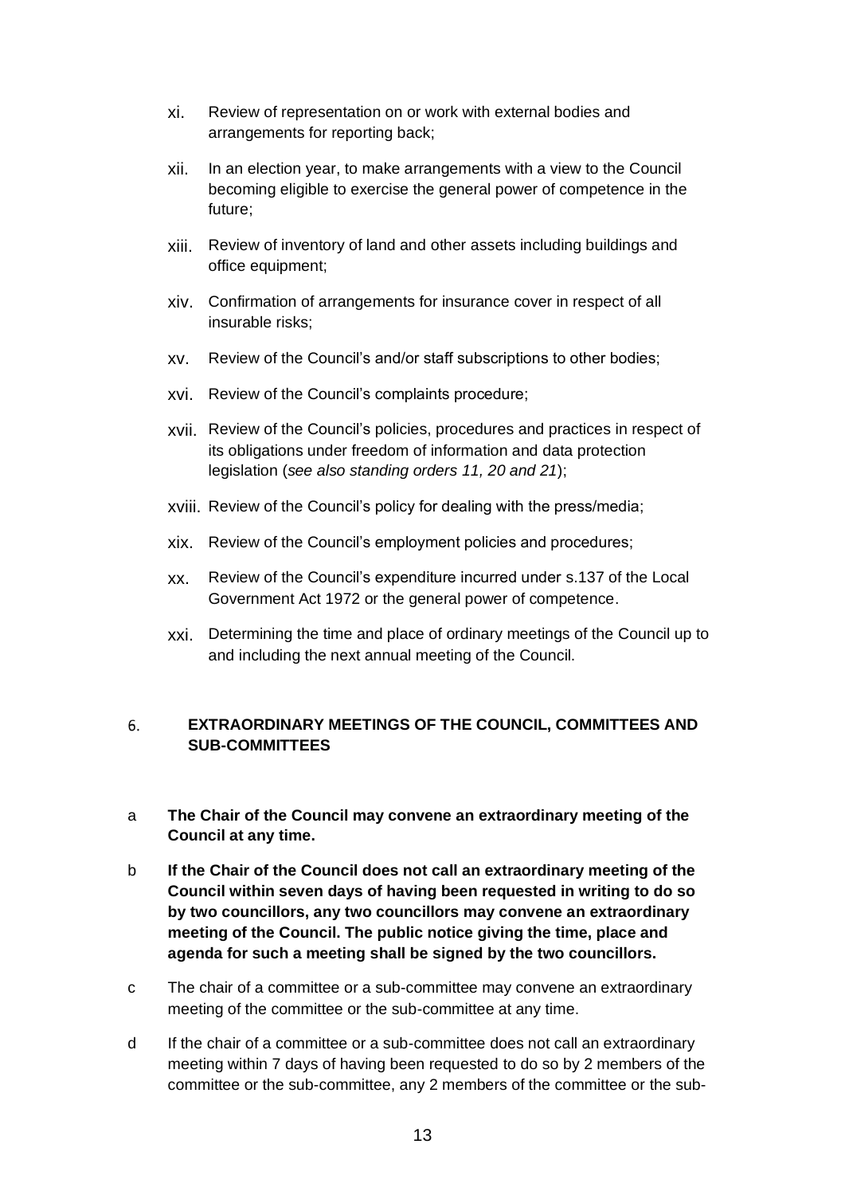xi. Review of representation on or work with external bodies and arrangements for reporting back;

xii. In an election year, to make arrangements with a view to the Council becoming eligible to exercise the general power of competence in the future;

xiii. Review of inventory of land and other assets including buildings and office equipment;

xiv. Confirmation of arrangements for insurance cover in respect of all insurable risks;

xv. Review of the Council's and/or staff subscriptions to other bodies;

xvi. Review of the Council's complaints procedure;

xvii. Review of the Council's policies, procedures and practices in respect of its obligations under freedom of information and data protection legislation (*see also standing orders 11, 20 and 21*);

xviii. Review of the Council's policy for dealing with the press/media;

xix. Review of the Council's employment policies and procedures;

xx. Review of the Council's expenditure incurred under s.137 of the Local Government Act 1972 or the general power of competence.

xxi. Determining the time and place of ordinary meetings of the Council up to and including the next annual meeting of the Council.

## 6. EXTRAORDINARY MEETINGS OF THE COUNCIL, COMMITTEES AND SUB-COMMITTEES

a **The Chair of the Council may convene an extraordinary meeting of the Council at any time.**

b **If the Chair of the Council does not call an extraordinary meeting of the Council within seven days of having been requested in writing to do so by two councillors, any two councillors may convene an extraordinary meeting of the Council. The public notice giving the time, place and agenda for such a meeting shall be signed by the two councillors.**

c The chair of a committee or a sub-committee may convene an extraordinary meeting of the committee or the sub-committee at any time.

d If the chair of a committee or a sub-committee does not call an extraordinary meeting within 7 days of having been requested to do so by 2 members of the committee or the sub-committee, any 2 members of the committee or the sub-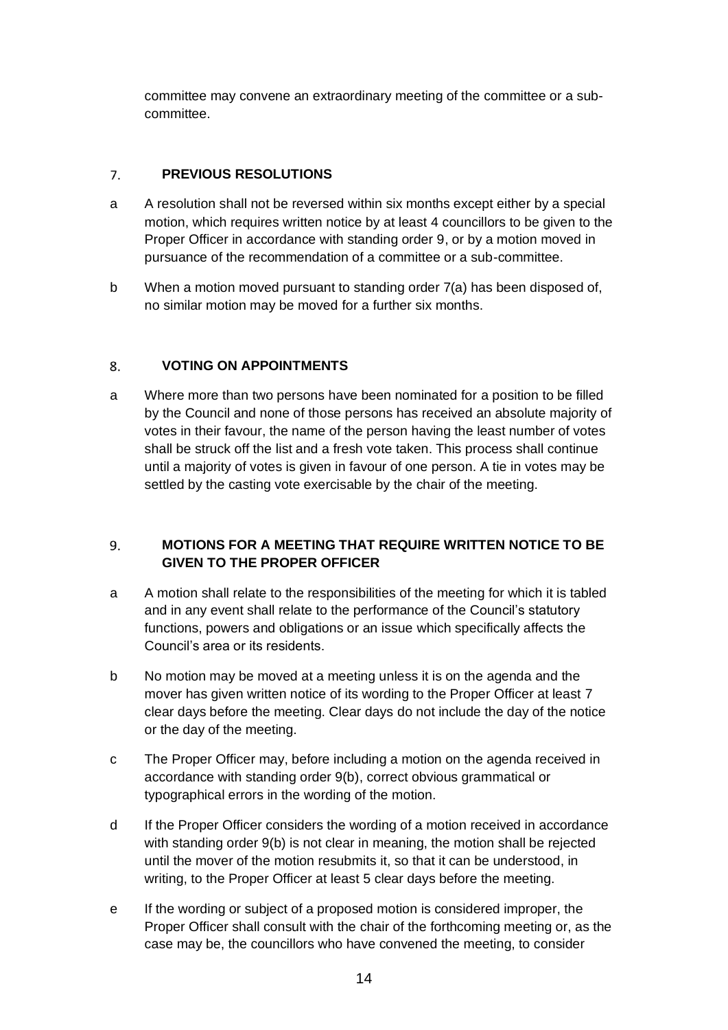committee may convene an extraordinary meeting of the committee or a sub-committee.

## 7. PREVIOUS RESOLUTIONS

a A resolution shall not be reversed within six months except either by a special motion, which requires written notice by at least 4 councillors to be given to the Proper Officer in accordance with standing order 9, or by a motion moved in pursuance of the recommendation of a committee or a sub-committee.

b When a motion moved pursuant to standing order 7(a) has been disposed of, no similar motion may be moved for a further six months.

## 8. VOTING ON APPOINTMENTS

a Where more than two persons have been nominated for a position to be filled by the Council and none of those persons has received an absolute majority of votes in their favour, the name of the person having the least number of votes shall be struck off the list and a fresh vote taken. This process shall continue until a majority of votes is given in favour of one person. A tie in votes may be settled by the casting vote exercisable by the chair of the meeting.

## 9. MOTIONS FOR A MEETING THAT REQUIRE WRITTEN NOTICE TO BE GIVEN TO THE PROPER OFFICER

a A motion shall relate to the responsibilities of the meeting for which it is tabled and in any event shall relate to the performance of the Council's statutory functions, powers and obligations or an issue which specifically affects the Council's area or its residents.

b No motion may be moved at a meeting unless it is on the agenda and the mover has given written notice of its wording to the Proper Officer at least 7 clear days before the meeting. Clear days do not include the day of the notice or the day of the meeting.

c The Proper Officer may, before including a motion on the agenda received in accordance with standing order 9(b), correct obvious grammatical or typographical errors in the wording of the motion.

d If the Proper Officer considers the wording of a motion received in accordance with standing order 9(b) is not clear in meaning, the motion shall be rejected until the mover of the motion resubmits it, so that it can be understood, in writing, to the Proper Officer at least 5 clear days before the meeting.

e If the wording or subject of a proposed motion is considered improper, the Proper Officer shall consult with the chair of the forthcoming meeting or, as the case may be, the councillors who have convened the meeting, to consider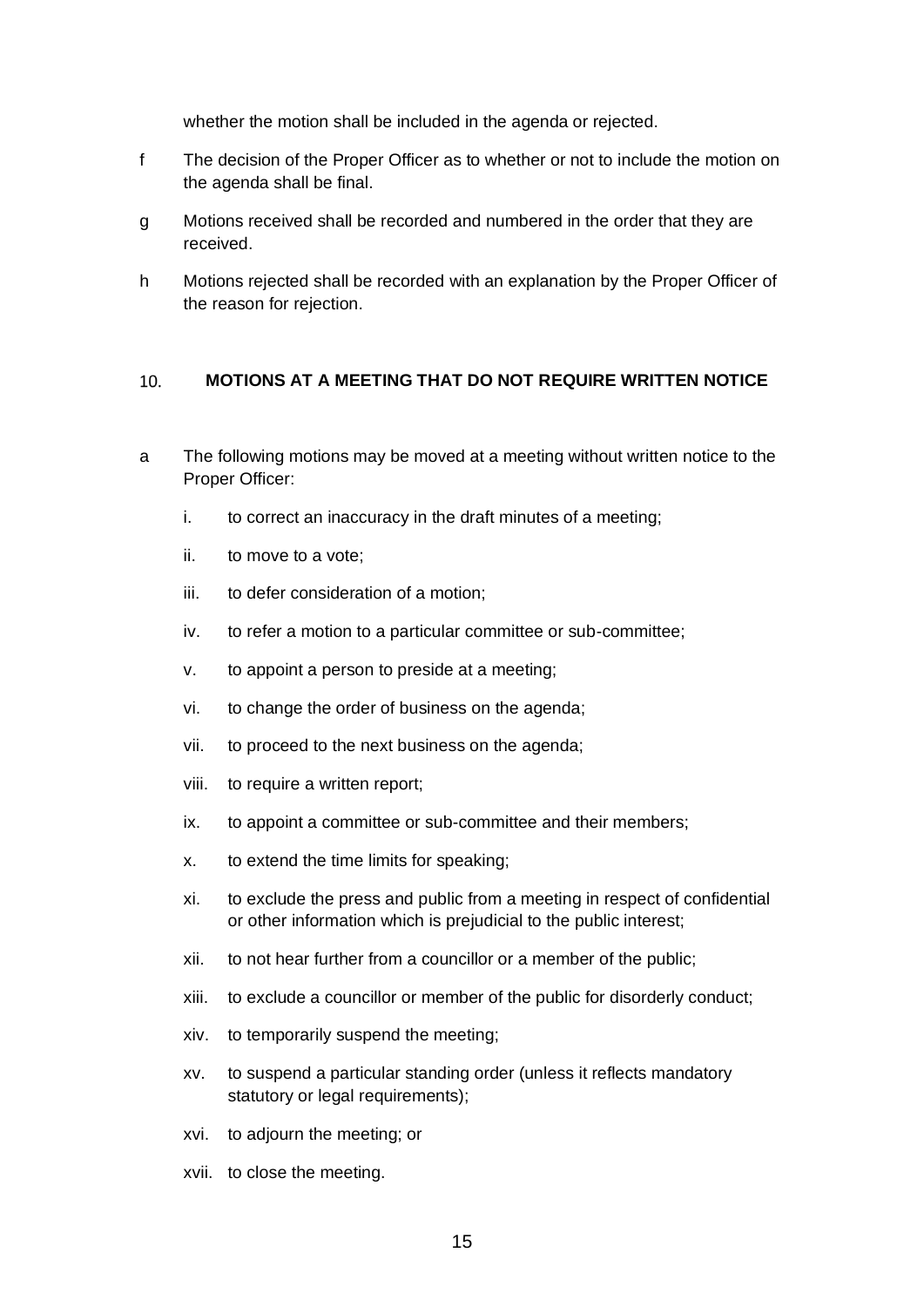whether the motion shall be included in the agenda or rejected.

f The decision of the Proper Officer as to whether or not to include the motion on the agenda shall be final.

g Motions received shall be recorded and numbered in the order that they are received.

h Motions rejected shall be recorded with an explanation by the Proper Officer of the reason for rejection.

## 10. MOTIONS AT A MEETING THAT DO NOT REQUIRE WRITTEN NOTICE

a The following motions may be moved at a meeting without written notice to the Proper Officer:

   i. to correct an inaccuracy in the draft minutes of a meeting;

   ii. to move to a vote;

   iii. to defer consideration of a motion;

   iv. to refer a motion to a particular committee or sub-committee;

   v. to appoint a person to preside at a meeting;

   vi. to change the order of business on the agenda;

   vii. to proceed to the next business on the agenda;

   viii. to require a written report;

   ix. to appoint a committee or sub-committee and their members;

   x. to extend the time limits for speaking;

   xi. to exclude the press and public from a meeting in respect of confidential or other information which is prejudicial to the public interest;

   xii. to not hear further from a councillor or a member of the public;

   xiii. to exclude a councillor or member of the public for disorderly conduct;

   xiv. to temporarily suspend the meeting;

   xv. to suspend a particular standing order (unless it reflects mandatory statutory or legal requirements);

   xvi. to adjourn the meeting; or

   xvii. to close the meeting.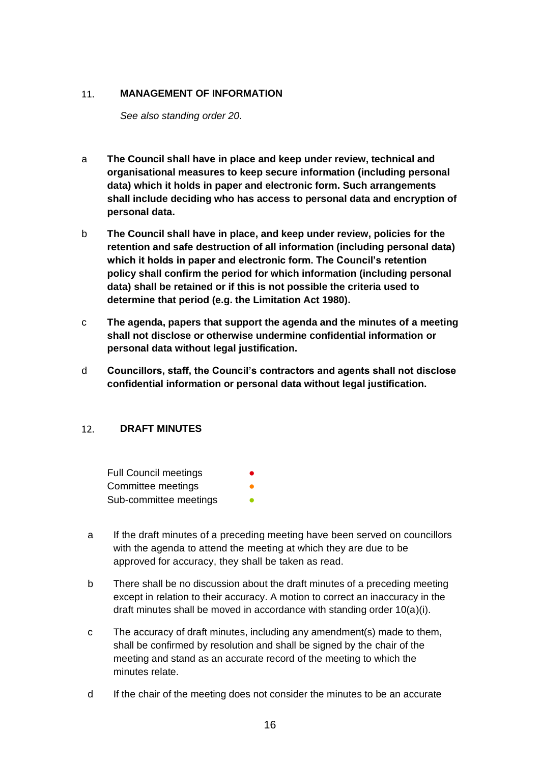## 11. MANAGEMENT OF INFORMATION

*See also standing order 20.*

a **The Council shall have in place and keep under review, technical and organisational measures to keep secure information (including personal data) which it holds in paper and electronic form. Such arrangements shall include deciding who has access to personal data and encryption of personal data.**

b **The Council shall have in place, and keep under review, policies for the retention and safe destruction of all information (including personal data) which it holds in paper and electronic form. The Council's retention policy shall confirm the period for which information (including personal data) shall be retained or if this is not possible the criteria used to determine that period (e.g. the Limitation Act 1980).**

c **The agenda, papers that support the agenda and the minutes of a meeting shall not disclose or otherwise undermine confidential information or personal data without legal justification.**

d **Councillors, staff, the Council's contractors and agents shall not disclose confidential information or personal data without legal justification.**

## 12. DRAFT MINUTES

Full Council meetings ●
Committee meetings ●
Sub-committee meetings ●

a If the draft minutes of a preceding meeting have been served on councillors with the agenda to attend the meeting at which they are due to be approved for accuracy, they shall be taken as read.

b There shall be no discussion about the draft minutes of a preceding meeting except in relation to their accuracy. A motion to correct an inaccuracy in the draft minutes shall be moved in accordance with standing order 10(a)(i).

c The accuracy of draft minutes, including any amendment(s) made to them, shall be confirmed by resolution and shall be signed by the chair of the meeting and stand as an accurate record of the meeting to which the minutes relate.

d If the chair of the meeting does not consider the minutes to be an accurate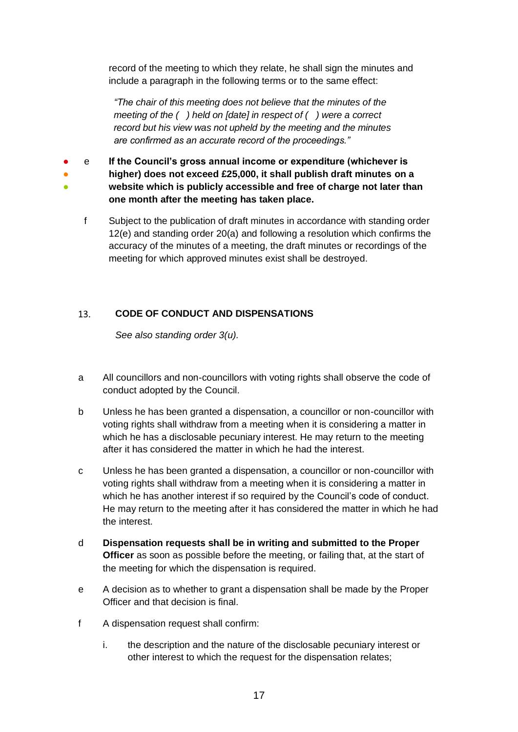record of the meeting to which they relate, he shall sign the minutes and include a paragraph in the following terms or to the same effect:

> *"The chair of this meeting does not believe that the minutes of the meeting of the ( ) held on [date] in respect of ( ) were a correct record but his view was not upheld by the meeting and the minutes are confirmed as an accurate record of the proceedings."*

e **If the Council's gross annual income or expenditure (whichever is higher) does not exceed £25,000, it shall publish draft minutes on a website which is publicly accessible and free of charge not later than one month after the meeting has taken place.**

f Subject to the publication of draft minutes in accordance with standing order 12(e) and standing order 20(a) and following a resolution which confirms the accuracy of the minutes of a meeting, the draft minutes or recordings of the meeting for which approved minutes exist shall be destroyed.

## 13. CODE OF CONDUCT AND DISPENSATIONS

*See also standing order 3(u).*

a All councillors and non-councillors with voting rights shall observe the code of conduct adopted by the Council.

b Unless he has been granted a dispensation, a councillor or non-councillor with voting rights shall withdraw from a meeting when it is considering a matter in which he has a disclosable pecuniary interest. He may return to the meeting after it has considered the matter in which he had the interest.

c Unless he has been granted a dispensation, a councillor or non-councillor with voting rights shall withdraw from a meeting when it is considering a matter in which he has another interest if so required by the Council's code of conduct. He may return to the meeting after it has considered the matter in which he had the interest.

d **Dispensation requests shall be in writing and submitted to the Proper Officer** as soon as possible before the meeting, or failing that, at the start of the meeting for which the dispensation is required.

e A decision as to whether to grant a dispensation shall be made by the Proper Officer and that decision is final.

f A dispensation request shall confirm:

i. the description and the nature of the disclosable pecuniary interest or other interest to which the request for the dispensation relates;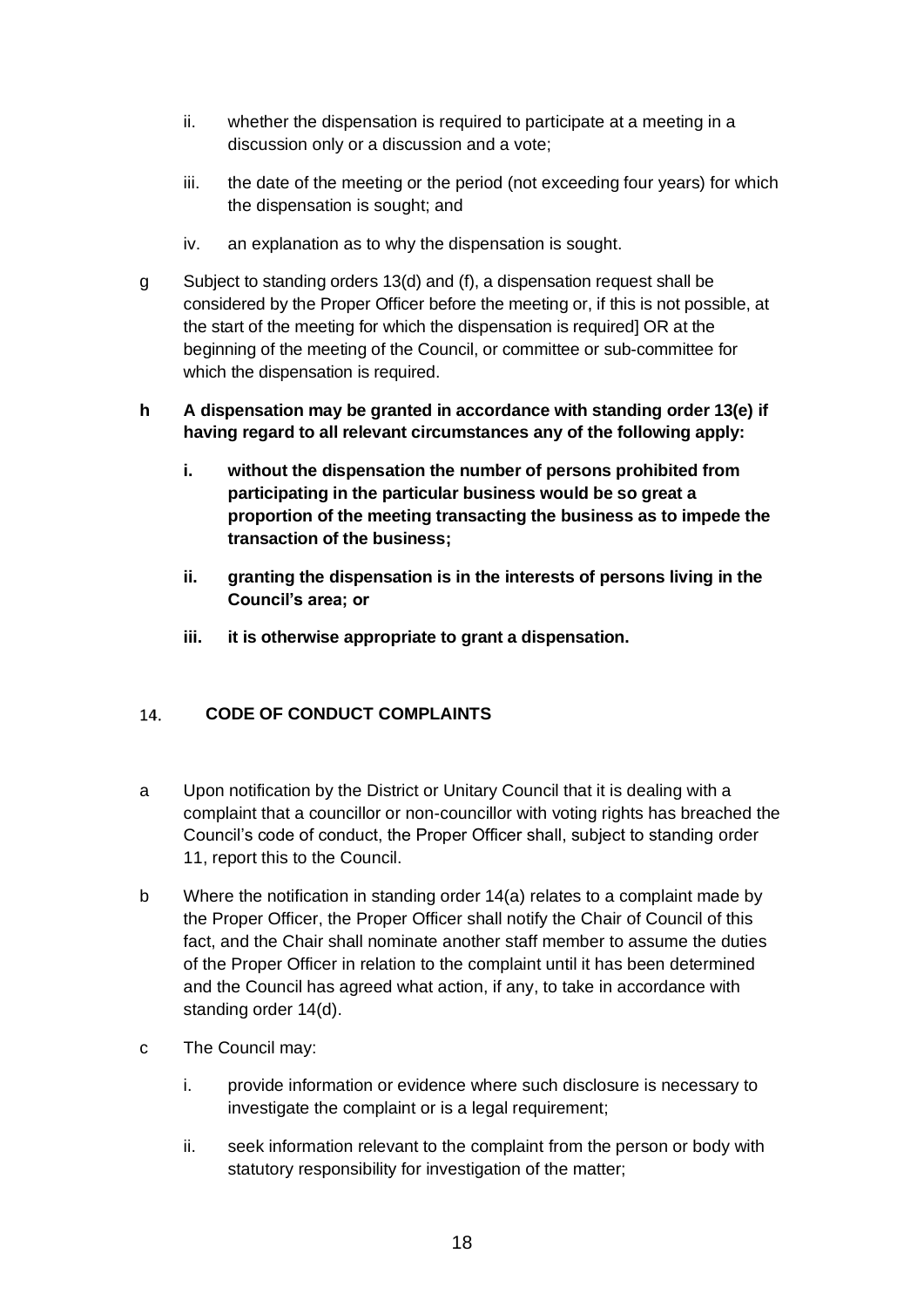ii. whether the dispensation is required to participate at a meeting in a discussion only or a discussion and a vote;

iii. the date of the meeting or the period (not exceeding four years) for which the dispensation is sought; and

iv. an explanation as to why the dispensation is sought.

g Subject to standing orders 13(d) and (f), a dispensation request shall be considered by the Proper Officer before the meeting or, if this is not possible, at the start of the meeting for which the dispensation is required] OR at the beginning of the meeting of the Council, or committee or sub-committee for which the dispensation is required.

**h A dispensation may be granted in accordance with standing order 13(e) if having regard to all relevant circumstances any of the following apply:**

**i. without the dispensation the number of persons prohibited from participating in the particular business would be so great a proportion of the meeting transacting the business as to impede the transaction of the business;**

**ii. granting the dispensation is in the interests of persons living in the Council's area; or**

**iii. it is otherwise appropriate to grant a dispensation.**

## 14. CODE OF CONDUCT COMPLAINTS

a Upon notification by the District or Unitary Council that it is dealing with a complaint that a councillor or non-councillor with voting rights has breached the Council's code of conduct, the Proper Officer shall, subject to standing order 11, report this to the Council.

b Where the notification in standing order 14(a) relates to a complaint made by the Proper Officer, the Proper Officer shall notify the Chair of Council of this fact, and the Chair shall nominate another staff member to assume the duties of the Proper Officer in relation to the complaint until it has been determined and the Council has agreed what action, if any, to take in accordance with standing order 14(d).

c The Council may:

i. provide information or evidence where such disclosure is necessary to investigate the complaint or is a legal requirement;

ii. seek information relevant to the complaint from the person or body with statutory responsibility for investigation of the matter;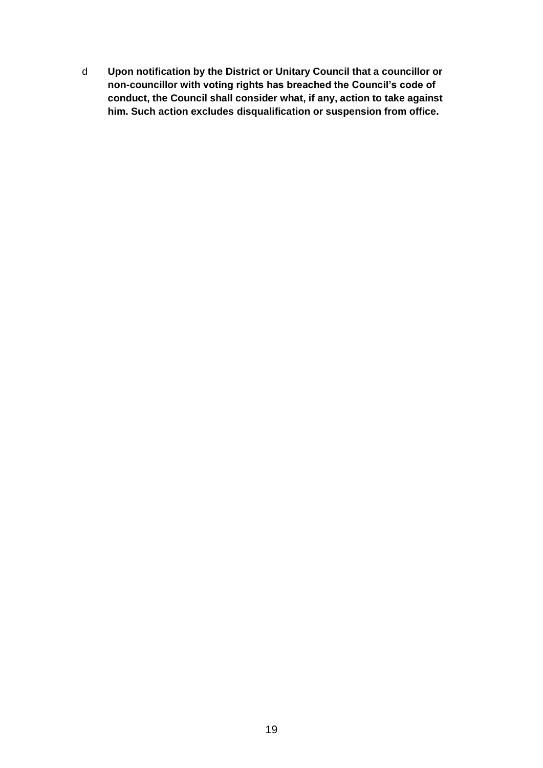d **Upon notification by the District or Unitary Council that a councillor or non-councillor with voting rights has breached the Council's code of conduct, the Council shall consider what, if any, action to take against him. Such action excludes disqualification or suspension from office.**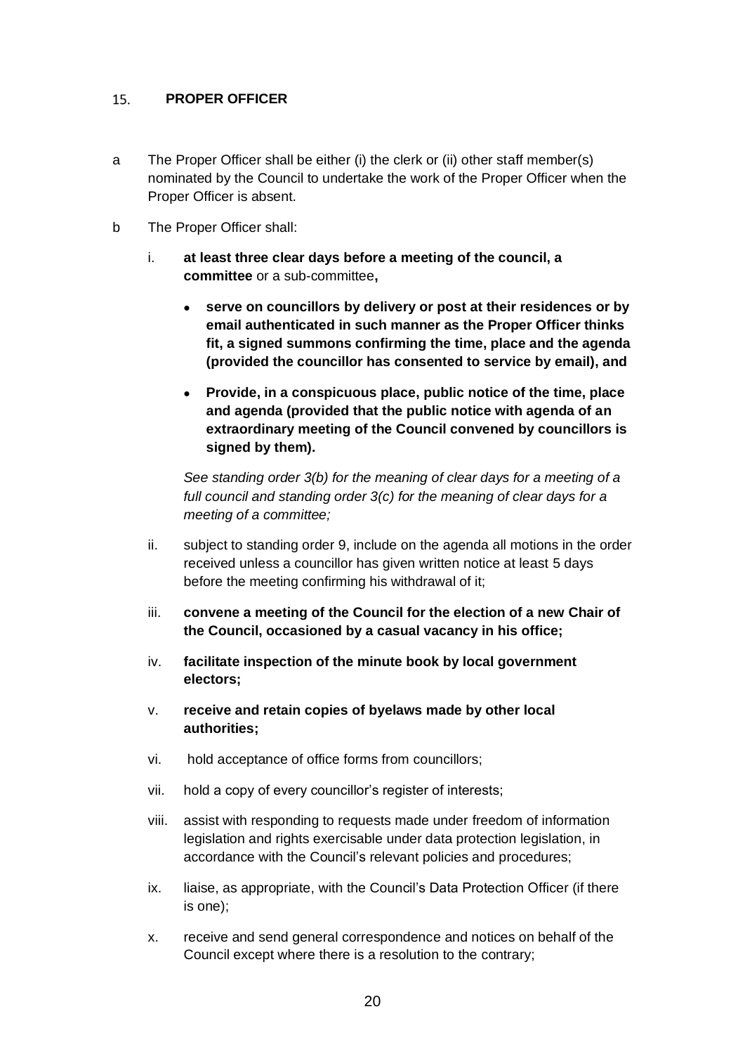## 15. PROPER OFFICER

a The Proper Officer shall be either (i) the clerk or (ii) other staff member(s) nominated by the Council to undertake the work of the Proper Officer when the Proper Officer is absent.

b The Proper Officer shall:

i. **at least three clear days before a meeting of the council, a committee** or a sub-committee**,**

- **serve on councillors by delivery or post at their residences or by email authenticated in such manner as the Proper Officer thinks fit, a signed summons confirming the time, place and the agenda (provided the councillor has consented to service by email), and**
- **Provide, in a conspicuous place, public notice of the time, place and agenda (provided that the public notice with agenda of an extraordinary meeting of the Council convened by councillors is signed by them).**

*See standing order 3(b) for the meaning of clear days for a meeting of a full council and standing order 3(c) for the meaning of clear days for a meeting of a committee;*

ii. subject to standing order 9, include on the agenda all motions in the order received unless a councillor has given written notice at least 5 days before the meeting confirming his withdrawal of it;

iii. **convene a meeting of the Council for the election of a new Chair of the Council, occasioned by a casual vacancy in his office;**

iv. **facilitate inspection of the minute book by local government electors;**

v. **receive and retain copies of byelaws made by other local authorities;**

vi. hold acceptance of office forms from councillors;

vii. hold a copy of every councillor's register of interests;

viii. assist with responding to requests made under freedom of information legislation and rights exercisable under data protection legislation, in accordance with the Council's relevant policies and procedures;

ix. liaise, as appropriate, with the Council's Data Protection Officer (if there is one);

x. receive and send general correspondence and notices on behalf of the Council except where there is a resolution to the contrary;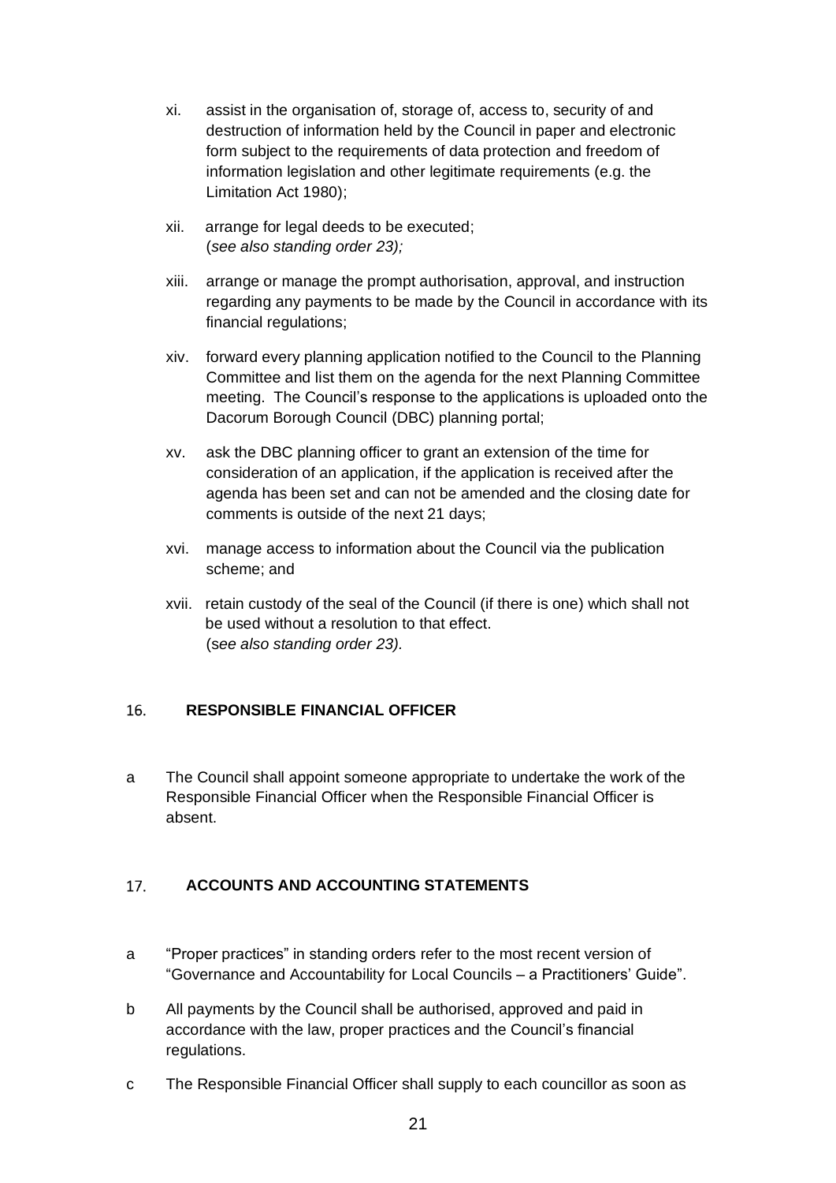xi. assist in the organisation of, storage of, access to, security of and destruction of information held by the Council in paper and electronic form subject to the requirements of data protection and freedom of information legislation and other legitimate requirements (e.g. the Limitation Act 1980);

xii. arrange for legal deeds to be executed;
(*see also standing order 23);*

xiii. arrange or manage the prompt authorisation, approval, and instruction regarding any payments to be made by the Council in accordance with its financial regulations;

xiv. forward every planning application notified to the Council to the Planning Committee and list them on the agenda for the next Planning Committee meeting. The Council's response to the applications is uploaded onto the Dacorum Borough Council (DBC) planning portal;

xv. ask the DBC planning officer to grant an extension of the time for consideration of an application, if the application is received after the agenda has been set and can not be amended and the closing date for comments is outside of the next 21 days;

xvi. manage access to information about the Council via the publication scheme; and

xvii. retain custody of the seal of the Council (if there is one) which shall not be used without a resolution to that effect.
(*see also standing order 23).*

## 16. RESPONSIBLE FINANCIAL OFFICER

a The Council shall appoint someone appropriate to undertake the work of the Responsible Financial Officer when the Responsible Financial Officer is absent.

## 17. ACCOUNTS AND ACCOUNTING STATEMENTS

a "Proper practices" in standing orders refer to the most recent version of "Governance and Accountability for Local Councils – a Practitioners' Guide".

b All payments by the Council shall be authorised, approved and paid in accordance with the law, proper practices and the Council's financial regulations.

c The Responsible Financial Officer shall supply to each councillor as soon as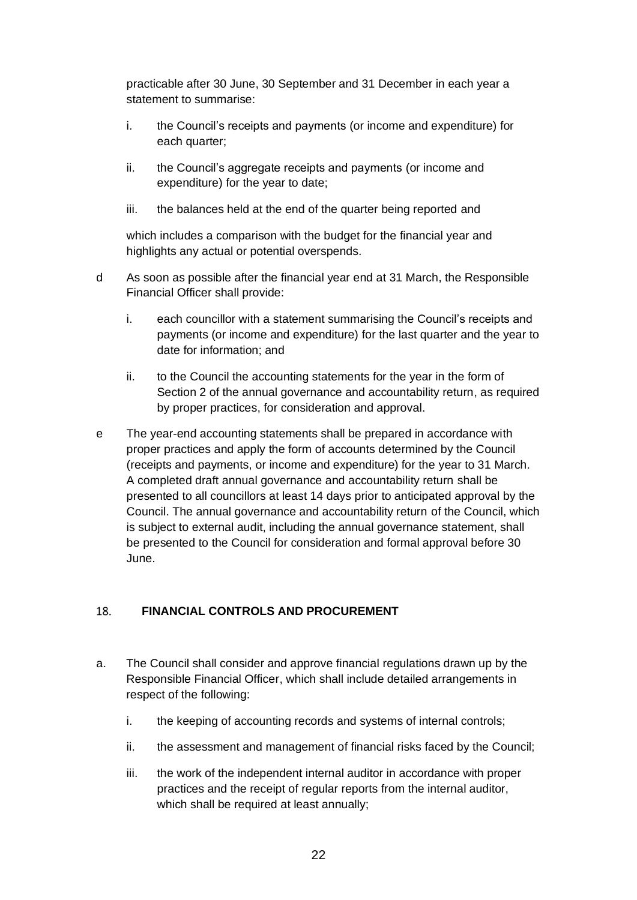practicable after 30 June, 30 September and 31 December in each year a statement to summarise:

i. the Council's receipts and payments (or income and expenditure) for each quarter;

ii. the Council's aggregate receipts and payments (or income and expenditure) for the year to date;

iii. the balances held at the end of the quarter being reported and

which includes a comparison with the budget for the financial year and highlights any actual or potential overspends.

d As soon as possible after the financial year end at 31 March, the Responsible Financial Officer shall provide:

i. each councillor with a statement summarising the Council's receipts and payments (or income and expenditure) for the last quarter and the year to date for information; and

ii. to the Council the accounting statements for the year in the form of Section 2 of the annual governance and accountability return, as required by proper practices, for consideration and approval.

e The year-end accounting statements shall be prepared in accordance with proper practices and apply the form of accounts determined by the Council (receipts and payments, or income and expenditure) for the year to 31 March. A completed draft annual governance and accountability return shall be presented to all councillors at least 14 days prior to anticipated approval by the Council. The annual governance and accountability return of the Council, which is subject to external audit, including the annual governance statement, shall be presented to the Council for consideration and formal approval before 30 June.

## 18. FINANCIAL CONTROLS AND PROCUREMENT

a. The Council shall consider and approve financial regulations drawn up by the Responsible Financial Officer, which shall include detailed arrangements in respect of the following:

i. the keeping of accounting records and systems of internal controls;

ii. the assessment and management of financial risks faced by the Council;

iii. the work of the independent internal auditor in accordance with proper practices and the receipt of regular reports from the internal auditor, which shall be required at least annually;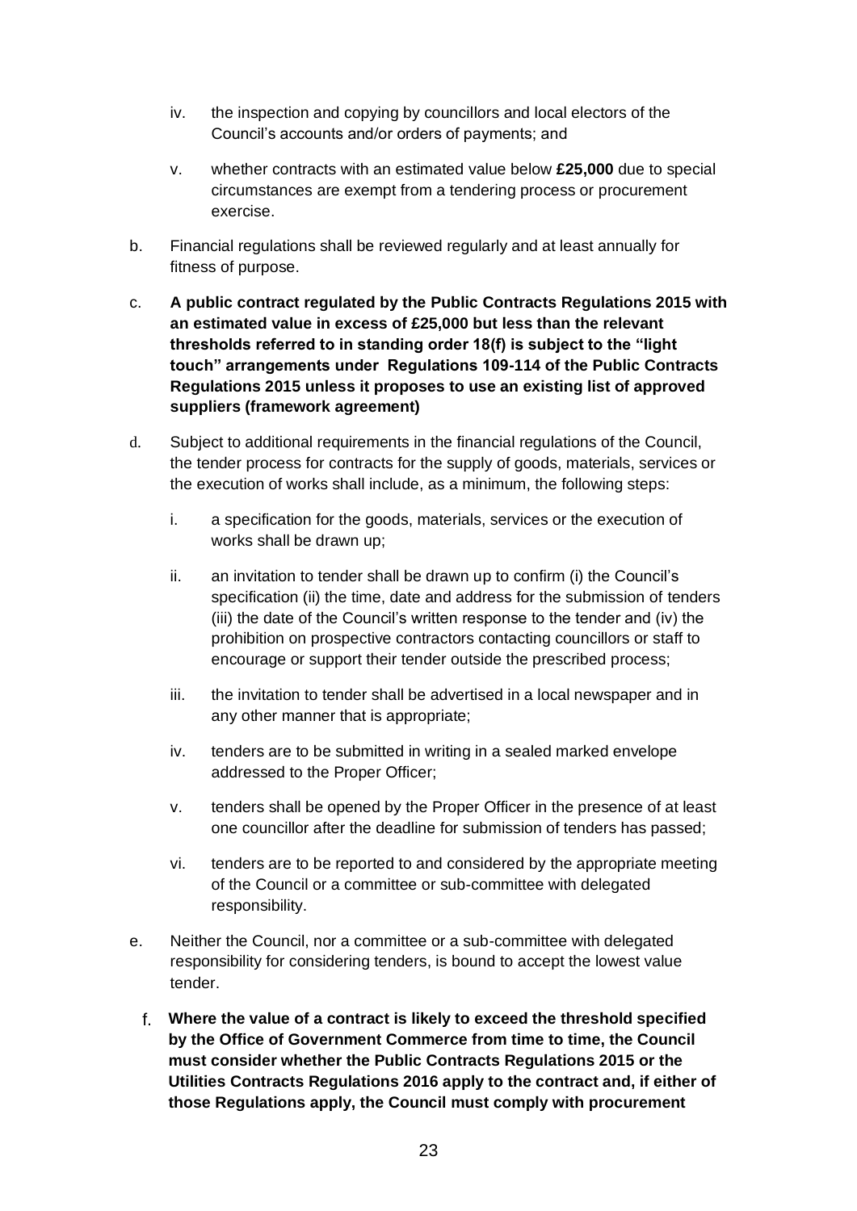iv. the inspection and copying by councillors and local electors of the Council's accounts and/or orders of payments; and

v. whether contracts with an estimated value below **£25,000** due to special circumstances are exempt from a tendering process or procurement exercise.

b. Financial regulations shall be reviewed regularly and at least annually for fitness of purpose.

c. **A public contract regulated by the Public Contracts Regulations 2015 with an estimated value in excess of £25,000 but less than the relevant thresholds referred to in standing order 18(f) is subject to the "light touch" arrangements under Regulations 109-114 of the Public Contracts Regulations 2015 unless it proposes to use an existing list of approved suppliers (framework agreement)**

d. Subject to additional requirements in the financial regulations of the Council, the tender process for contracts for the supply of goods, materials, services or the execution of works shall include, as a minimum, the following steps:

i. a specification for the goods, materials, services or the execution of works shall be drawn up;

ii. an invitation to tender shall be drawn up to confirm (i) the Council's specification (ii) the time, date and address for the submission of tenders (iii) the date of the Council's written response to the tender and (iv) the prohibition on prospective contractors contacting councillors or staff to encourage or support their tender outside the prescribed process;

iii. the invitation to tender shall be advertised in a local newspaper and in any other manner that is appropriate;

iv. tenders are to be submitted in writing in a sealed marked envelope addressed to the Proper Officer;

v. tenders shall be opened by the Proper Officer in the presence of at least one councillor after the deadline for submission of tenders has passed;

vi. tenders are to be reported to and considered by the appropriate meeting of the Council or a committee or sub-committee with delegated responsibility.

e. Neither the Council, nor a committee or a sub-committee with delegated responsibility for considering tenders, is bound to accept the lowest value tender.

f. **Where the value of a contract is likely to exceed the threshold specified by the Office of Government Commerce from time to time, the Council must consider whether the Public Contracts Regulations 2015 or the Utilities Contracts Regulations 2016 apply to the contract and, if either of those Regulations apply, the Council must comply with procurement**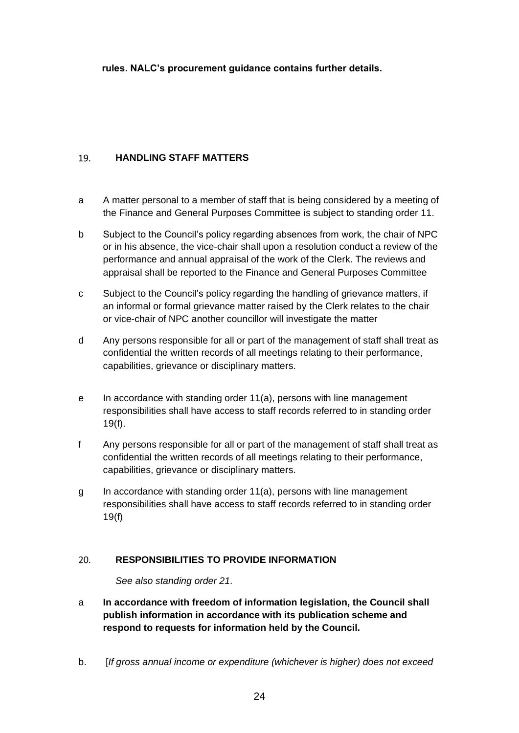**rules. NALC's procurement guidance contains further details.**

## 19. HANDLING STAFF MATTERS

a A matter personal to a member of staff that is being considered by a meeting of the Finance and General Purposes Committee is subject to standing order 11.

b Subject to the Council's policy regarding absences from work, the chair of NPC or in his absence, the vice-chair shall upon a resolution conduct a review of the performance and annual appraisal of the work of the Clerk. The reviews and appraisal shall be reported to the Finance and General Purposes Committee

c Subject to the Council's policy regarding the handling of grievance matters, if an informal or formal grievance matter raised by the Clerk relates to the chair or vice-chair of NPC another councillor will investigate the matter

d Any persons responsible for all or part of the management of staff shall treat as confidential the written records of all meetings relating to their performance, capabilities, grievance or disciplinary matters.

e In accordance with standing order 11(a), persons with line management responsibilities shall have access to staff records referred to in standing order 19(f).

f Any persons responsible for all or part of the management of staff shall treat as confidential the written records of all meetings relating to their performance, capabilities, grievance or disciplinary matters.

g In accordance with standing order 11(a), persons with line management responsibilities shall have access to staff records referred to in standing order 19(f)

## 20. RESPONSIBILITIES TO PROVIDE INFORMATION

*See also standing order 21.*

a **In accordance with freedom of information legislation, the Council shall publish information in accordance with its publication scheme and respond to requests for information held by the Council.**

b. [*If gross annual income or expenditure (whichever is higher) does not exceed*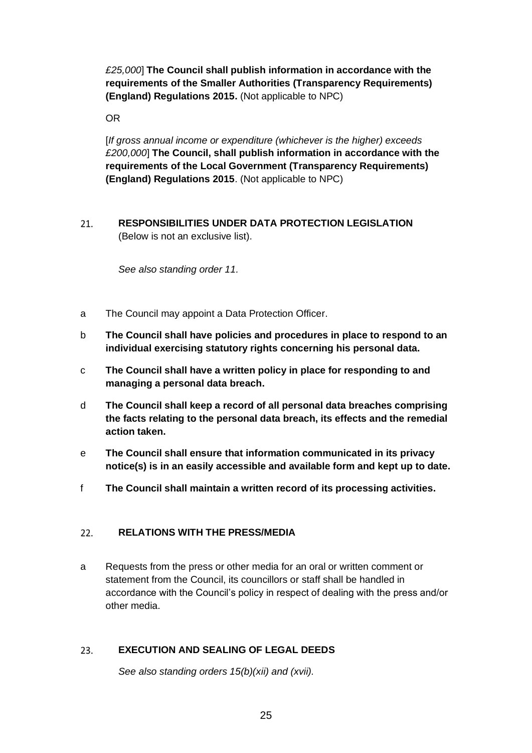*£25,000*] **The Council shall publish information in accordance with the requirements of the Smaller Authorities (Transparency Requirements) (England) Regulations 2015.** (Not applicable to NPC)

OR

[*If gross annual income or expenditure (whichever is the higher) exceeds £200,000*] **The Council, shall publish information in accordance with the requirements of the Local Government (Transparency Requirements) (England) Regulations 2015**. (Not applicable to NPC)

## 21. RESPONSIBILITIES UNDER DATA PROTECTION LEGISLATION

(Below is not an exclusive list).

*See also standing order 11.*

a The Council may appoint a Data Protection Officer.

b **The Council shall have policies and procedures in place to respond to an individual exercising statutory rights concerning his personal data.**

c **The Council shall have a written policy in place for responding to and managing a personal data breach.**

d **The Council shall keep a record of all personal data breaches comprising the facts relating to the personal data breach, its effects and the remedial action taken.**

e **The Council shall ensure that information communicated in its privacy notice(s) is in an easily accessible and available form and kept up to date.**

f **The Council shall maintain a written record of its processing activities.**

## 22. RELATIONS WITH THE PRESS/MEDIA

a Requests from the press or other media for an oral or written comment or statement from the Council, its councillors or staff shall be handled in accordance with the Council's policy in respect of dealing with the press and/or other media.

## 23. EXECUTION AND SEALING OF LEGAL DEEDS

*See also standing orders 15(b)(xii) and (xvii).*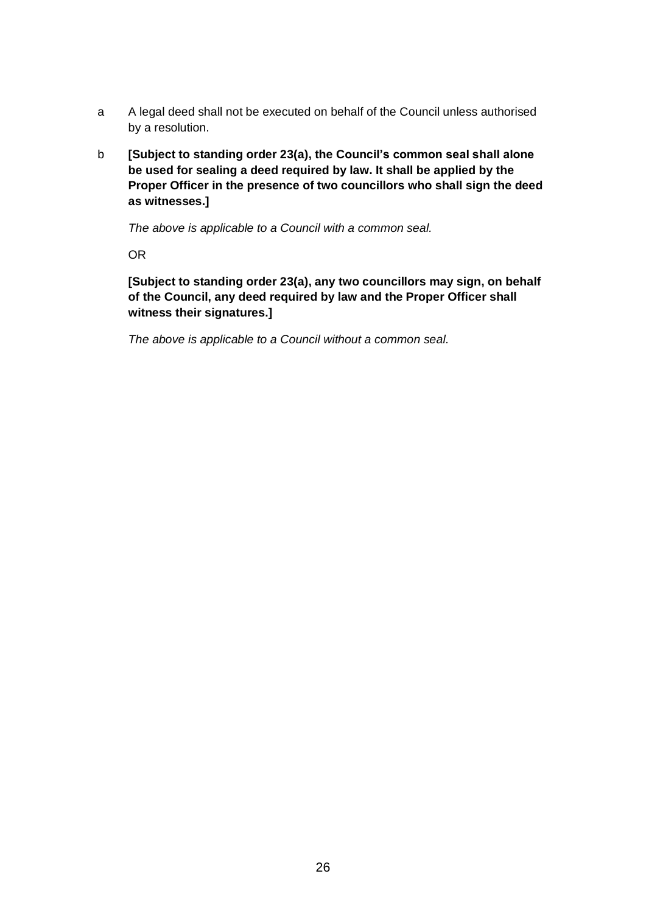a  A legal deed shall not be executed on behalf of the Council unless authorised by a resolution.

b  **[Subject to standing order 23(a), the Council's common seal shall alone be used for sealing a deed required by law. It shall be applied by the Proper Officer in the presence of two councillors who shall sign the deed as witnesses.]**

   *The above is applicable to a Council with a common seal.*

   OR

   **[Subject to standing order 23(a), any two councillors may sign, on behalf of the Council, any deed required by law and the Proper Officer shall witness their signatures.]**

   *The above is applicable to a Council without a common seal.*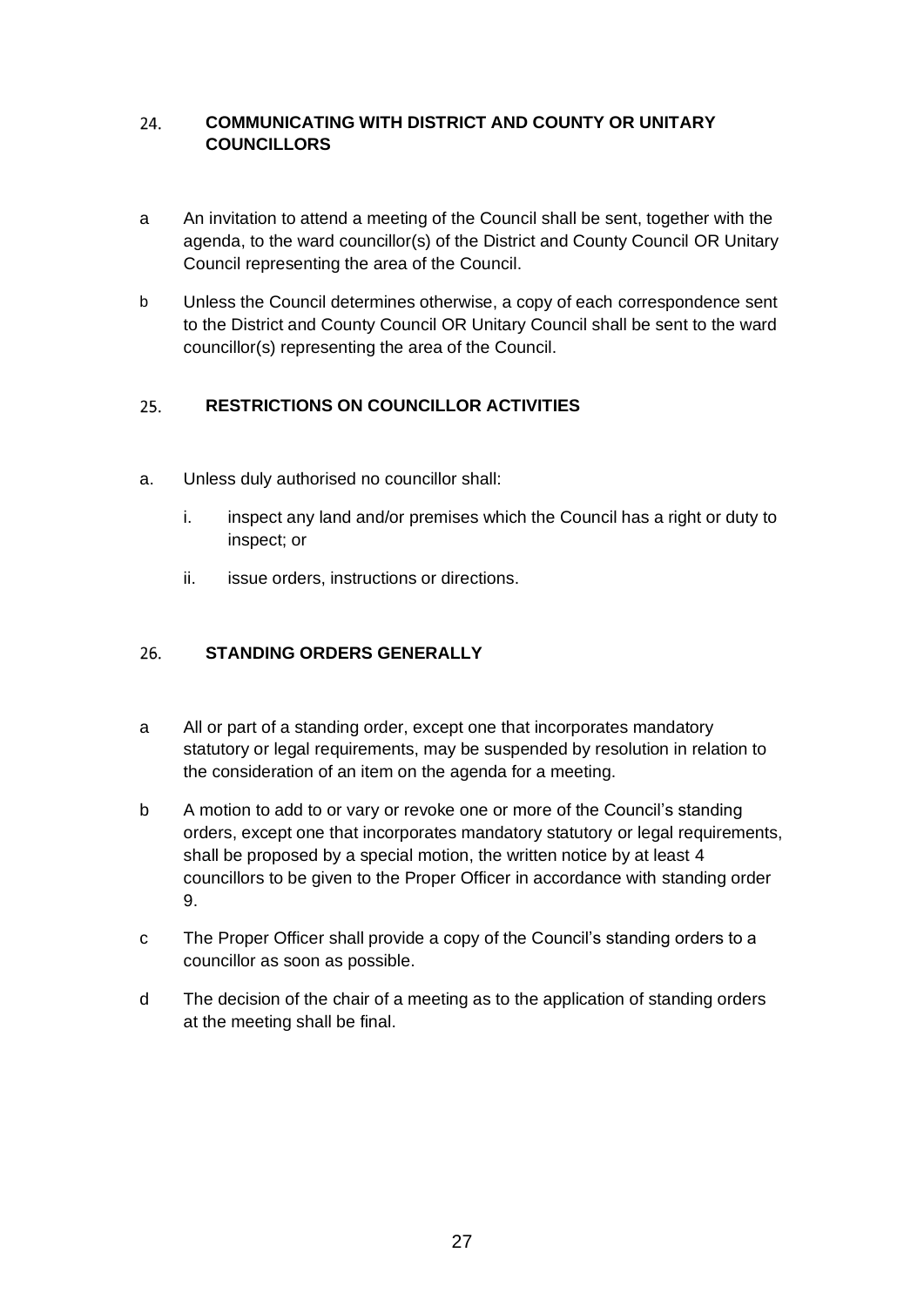## 24. COMMUNICATING WITH DISTRICT AND COUNTY OR UNITARY COUNCILLORS

a An invitation to attend a meeting of the Council shall be sent, together with the agenda, to the ward councillor(s) of the District and County Council OR Unitary Council representing the area of the Council.

b Unless the Council determines otherwise, a copy of each correspondence sent to the District and County Council OR Unitary Council shall be sent to the ward councillor(s) representing the area of the Council.

## 25. RESTRICTIONS ON COUNCILLOR ACTIVITIES

a. Unless duly authorised no councillor shall:

   i. inspect any land and/or premises which the Council has a right or duty to inspect; or

   ii. issue orders, instructions or directions.

## 26. STANDING ORDERS GENERALLY

a All or part of a standing order, except one that incorporates mandatory statutory or legal requirements, may be suspended by resolution in relation to the consideration of an item on the agenda for a meeting.

b A motion to add to or vary or revoke one or more of the Council's standing orders, except one that incorporates mandatory statutory or legal requirements, shall be proposed by a special motion, the written notice by at least 4 councillors to be given to the Proper Officer in accordance with standing order 9.

c The Proper Officer shall provide a copy of the Council's standing orders to a councillor as soon as possible.

d The decision of the chair of a meeting as to the application of standing orders at the meeting shall be final.